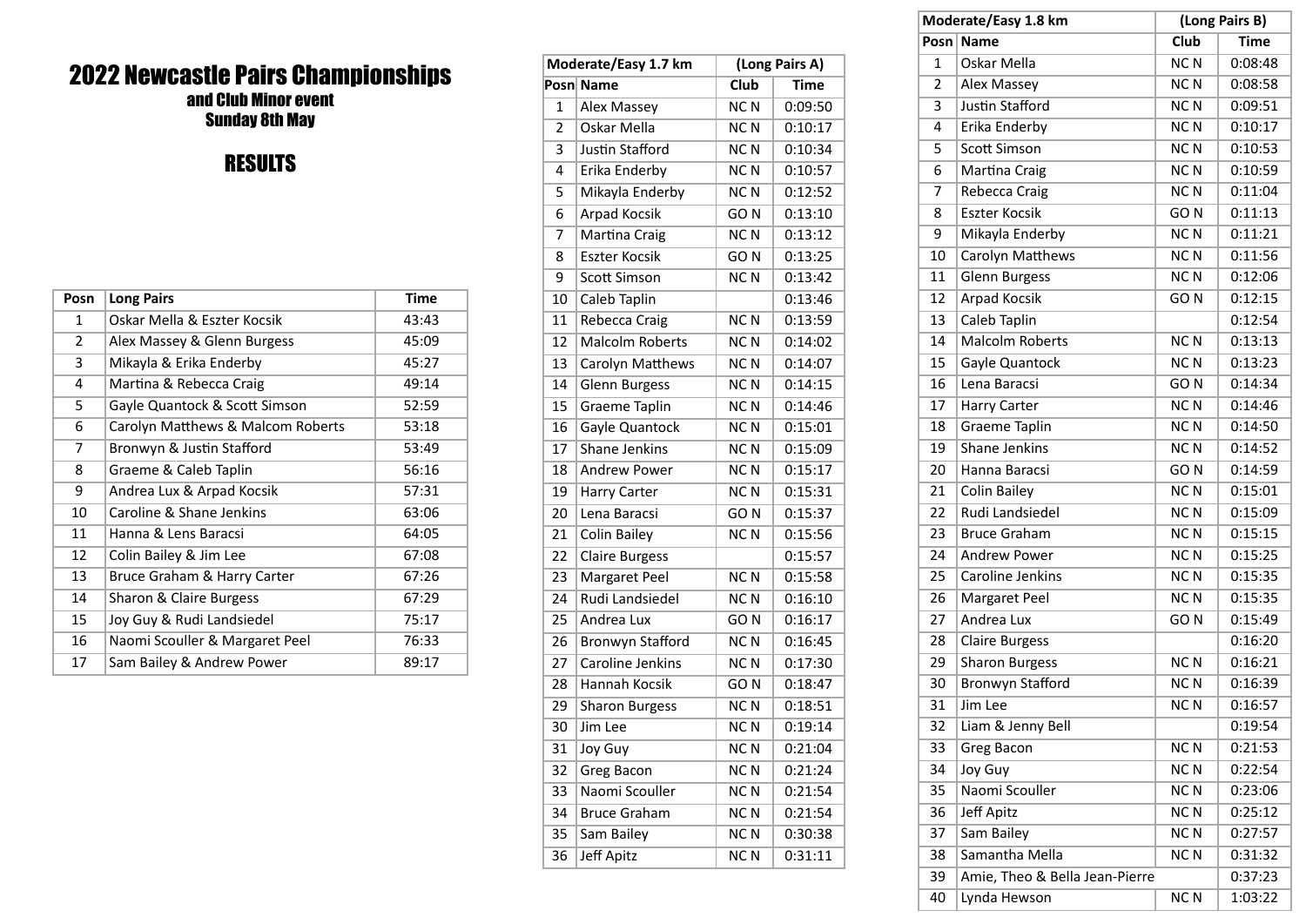# 2022 Newcastle Pairs Championships

**and Club Minor event**

**Sunday 8th May**

## RESULTS

| Posn | Long Pairs | Time |
|---|---|---|
| 1 | Oskar Mella & Eszter Kocsik | 43:43 |
| 2 | Alex Massey & Glenn Burgess | 45:09 |
| 3 | Mikayla & Erika Enderby | 45:27 |
| 4 | Martina & Rebecca Craig | 49:14 |
| 5 | Gayle Quantock & Scott Simson | 52:59 |
| 6 | Carolyn Matthews & Malcom Roberts | 53:18 |
| 7 | Bronwyn & Justin Stafford | 53:49 |
| 8 | Graeme & Caleb Taplin | 56:16 |
| 9 | Andrea Lux & Arpad Kocsik | 57:31 |
| 10 | Caroline & Shane Jenkins | 63:06 |
| 11 | Hanna & Lens Baracsi | 64:05 |
| 12 | Colin Bailey & Jim Lee | 67:08 |
| 13 | Bruce Graham & Harry Carter | 67:26 |
| 14 | Sharon & Claire Burgess | 67:29 |
| 15 | Joy Guy & Rudi Landsiedel | 75:17 |
| 16 | Naomi Scouller & Margaret Peel | 76:33 |
| 17 | Sam Bailey & Andrew Power | 89:17 |

| Moderate/Easy 1.7 km | | (Long Pairs A) | |
|---|---|---|---|
| Posn | Name | Club | Time |
| 1 | Alex Massey | NC N | 0:09:50 |
| 2 | Oskar Mella | NC N | 0:10:17 |
| 3 | Justin Stafford | NC N | 0:10:34 |
| 4 | Erika Enderby | NC N | 0:10:57 |
| 5 | Mikayla Enderby | NC N | 0:12:52 |
| 6 | Arpad Kocsik | GO N | 0:13:10 |
| 7 | Martina Craig | NC N | 0:13:12 |
| 8 | Eszter Kocsik | GO N | 0:13:25 |
| 9 | Scott Simson | NC N | 0:13:42 |
| 10 | Caleb Taplin | | 0:13:46 |
| 11 | Rebecca Craig | NC N | 0:13:59 |
| 12 | Malcolm Roberts | NC N | 0:14:02 |
| 13 | Carolyn Matthews | NC N | 0:14:07 |
| 14 | Glenn Burgess | NC N | 0:14:15 |
| 15 | Graeme Taplin | NC N | 0:14:46 |
| 16 | Gayle Quantock | NC N | 0:15:01 |
| 17 | Shane Jenkins | NC N | 0:15:09 |
| 18 | Andrew Power | NC N | 0:15:17 |
| 19 | Harry Carter | NC N | 0:15:31 |
| 20 | Lena Baracsi | GO N | 0:15:37 |
| 21 | Colin Bailey | NC N | 0:15:56 |
| 22 | Claire Burgess | | 0:15:57 |
| 23 | Margaret Peel | NC N | 0:15:58 |
| 24 | Rudi Landsiedel | NC N | 0:16:10 |
| 25 | Andrea Lux | GO N | 0:16:17 |
| 26 | Bronwyn Stafford | NC N | 0:16:45 |
| 27 | Caroline Jenkins | NC N | 0:17:30 |
| 28 | Hannah Kocsik | GO N | 0:18:47 |
| 29 | Sharon Burgess | NC N | 0:18:51 |
| 30 | Jim Lee | NC N | 0:19:14 |
| 31 | Joy Guy | NC N | 0:21:04 |
| 32 | Greg Bacon | NC N | 0:21:24 |
| 33 | Naomi Scouller | NC N | 0:21:54 |
| 34 | Bruce Graham | NC N | 0:21:54 |
| 35 | Sam Bailey | NC N | 0:30:38 |
| 36 | Jeff Apitz | NC N | 0:31:11 |

| Moderate/Easy 1.8 km | | (Long Pairs B) | |
|---|---|---|---|
| Posn | Name | Club | Time |
| 1 | Oskar Mella | NC N | 0:08:48 |
| 2 | Alex Massey | NC N | 0:08:58 |
| 3 | Justin Stafford | NC N | 0:09:51 |
| 4 | Erika Enderby | NC N | 0:10:17 |
| 5 | Scott Simson | NC N | 0:10:53 |
| 6 | Martina Craig | NC N | 0:10:59 |
| 7 | Rebecca Craig | NC N | 0:11:04 |
| 8 | Eszter Kocsik | GO N | 0:11:13 |
| 9 | Mikayla Enderby | NC N | 0:11:21 |
| 10 | Carolyn Matthews | NC N | 0:11:56 |
| 11 | Glenn Burgess | NC N | 0:12:06 |
| 12 | Arpad Kocsik | GO N | 0:12:15 |
| 13 | Caleb Taplin | | 0:12:54 |
| 14 | Malcolm Roberts | NC N | 0:13:13 |
| 15 | Gayle Quantock | NC N | 0:13:23 |
| 16 | Lena Baracsi | GO N | 0:14:34 |
| 17 | Harry Carter | NC N | 0:14:46 |
| 18 | Graeme Taplin | NC N | 0:14:50 |
| 19 | Shane Jenkins | NC N | 0:14:52 |
| 20 | Hanna Baracsi | GO N | 0:14:59 |
| 21 | Colin Bailey | NC N | 0:15:01 |
| 22 | Rudi Landsiedel | NC N | 0:15:09 |
| 23 | Bruce Graham | NC N | 0:15:15 |
| 24 | Andrew Power | NC N | 0:15:25 |
| 25 | Caroline Jenkins | NC N | 0:15:35 |
| 26 | Margaret Peel | NC N | 0:15:35 |
| 27 | Andrea Lux | GO N | 0:15:49 |
| 28 | Claire Burgess | | 0:16:20 |
| 29 | Sharon Burgess | NC N | 0:16:21 |
| 30 | Bronwyn Stafford | NC N | 0:16:39 |
| 31 | Jim Lee | NC N | 0:16:57 |
| 32 | Liam & Jenny Bell | | 0:19:54 |
| 33 | Greg Bacon | NC N | 0:21:53 |
| 34 | Joy Guy | NC N | 0:22:54 |
| 35 | Naomi Scouller | NC N | 0:23:06 |
| 36 | Jeff Apitz | NC N | 0:25:12 |
| 37 | Sam Bailey | NC N | 0:27:57 |
| 38 | Samantha Mella | NC N | 0:31:32 |
| 39 | Amie, Theo & Bella Jean-Pierre | | 0:37:23 |
| 40 | Lynda Hewson | NC N | 1:03:22 |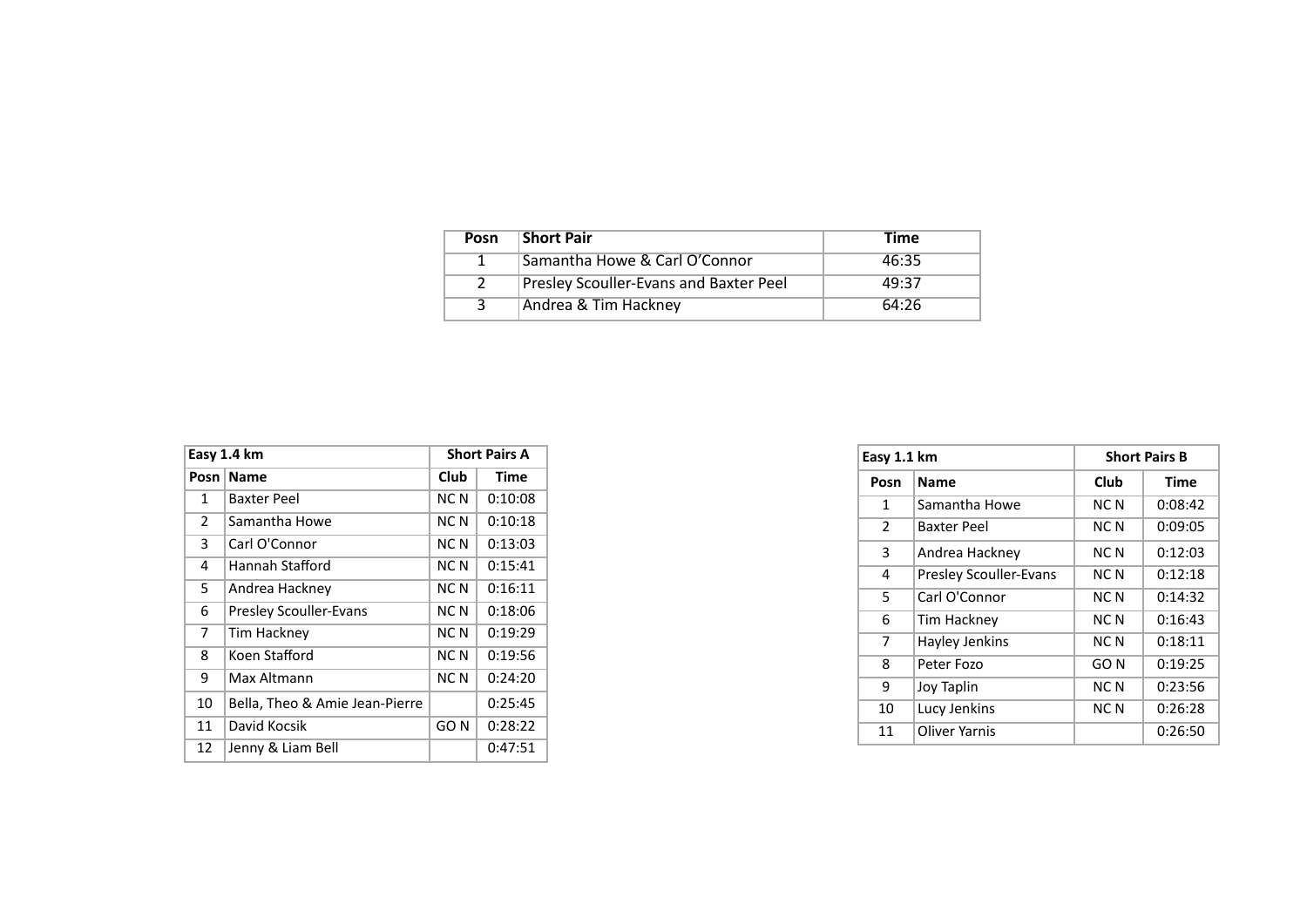| Posn | Short Pair | Time |
|---|---|---|
| 1 | Samantha Howe & Carl O'Connor | 46:35 |
| 2 | Presley Scouller-Evans and Baxter Peel | 49:37 |
| 3 | Andrea & Tim Hackney | 64:26 |

| Easy 1.4 km | | Short Pairs A | |
|---|---|---|---|
| Posn | Name | Club | Time |
| 1 | Baxter Peel | NC N | 0:10:08 |
| 2 | Samantha Howe | NC N | 0:10:18 |
| 3 | Carl O'Connor | NC N | 0:13:03 |
| 4 | Hannah Stafford | NC N | 0:15:41 |
| 5 | Andrea Hackney | NC N | 0:16:11 |
| 6 | Presley Scouller-Evans | NC N | 0:18:06 |
| 7 | Tim Hackney | NC N | 0:19:29 |
| 8 | Koen Stafford | NC N | 0:19:56 |
| 9 | Max Altmann | NC N | 0:24:20 |
| 10 | Bella, Theo & Amie Jean-Pierre | | 0:25:45 |
| 11 | David Kocsik | GO N | 0:28:22 |
| 12 | Jenny & Liam Bell | | 0:47:51 |

| Easy 1.1 km | | Short Pairs B | |
|---|---|---|---|
| Posn | Name | Club | Time |
| 1 | Samantha Howe | NC N | 0:08:42 |
| 2 | Baxter Peel | NC N | 0:09:05 |
| 3 | Andrea Hackney | NC N | 0:12:03 |
| 4 | Presley Scouller-Evans | NC N | 0:12:18 |
| 5 | Carl O'Connor | NC N | 0:14:32 |
| 6 | Tim Hackney | NC N | 0:16:43 |
| 7 | Hayley Jenkins | NC N | 0:18:11 |
| 8 | Peter Fozo | GO N | 0:19:25 |
| 9 | Joy Taplin | NC N | 0:23:56 |
| 10 | Lucy Jenkins | NC N | 0:26:28 |
| 11 | Oliver Yarnis | | 0:26:50 |